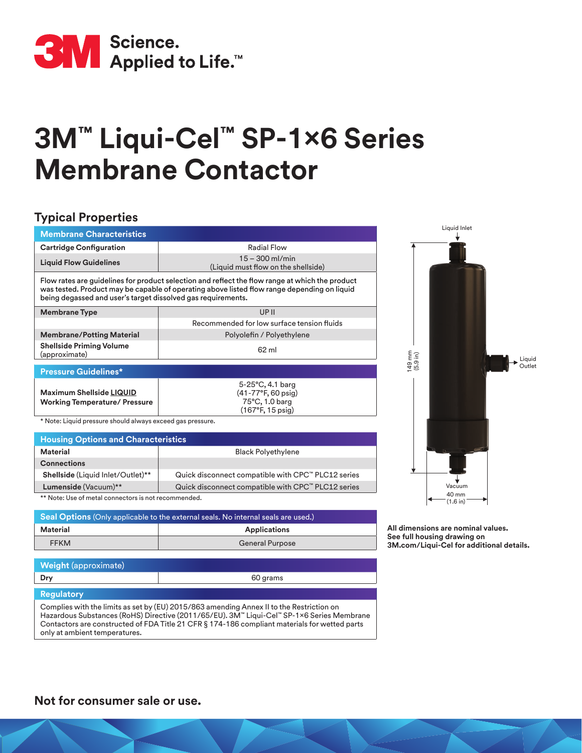# 3M™ Liqui-Cel™ SP-1×6 Series Membrane Contactor

## Typical Properties

| Membrane Characteristics | |
|---|---|
| **Cartridge Configuration** | Radial Flow |
| **Liquid Flow Guidelines** | 15 – 300 ml/min (Liquid must flow on the shellside) |

Flow rates are guidelines for product selection and reflect the flow range at which the product was tested. Product may be capable of operating above listed flow range depending on liquid being degassed and user's target dissolved gas requirements.

| | |
|---|---|
| **Membrane Type** | UP II |
| | Recommended for low surface tension fluids |
| **Membrane/Potting Material** | Polyolefin / Polyethylene |
| **Shellside Priming Volume** (approximate) | 62 ml |

| Pressure Guidelines* | |
|---|---|
| **Maximum Shellside LIQUID Working Temperature/ Pressure** | 5-25°C, 4.1 barg (41-77°F, 60 psig) 75°C, 1.0 barg (167°F, 15 psig) |

\* Note: Liquid pressure should always exceed gas pressure.

| Housing Options and Characteristics | |
|---|---|
| **Material** | Black Polyethylene |
| **Connections** | |
| **Shellside** (Liquid Inlet/Outlet)** | Quick disconnect compatible with CPC™ PLC12 series |
| **Lumenside** (Vacuum)** | Quick disconnect compatible with CPC™ PLC12 series |

** Note: Use of metal connectors is not recommended.

**Seal Options** (Only applicable to the external seals. No internal seals are used.)

| Material | Applications |
|---|---|
| FFKM | General Purpose |

| Weight (approximate) | |
|---|---|
| **Dry** | 60 grams |

**Regulatory**

Complies with the limits as set by (EU) 2015/863 amending Annex II to the Restriction on Hazardous Substances (RoHS) Directive (2011/65/EU). 3M™ Liqui-Cel™ SP-1×6 Series Membrane Contactors are constructed of FDA Title 21 CFR § 174-186 compliant materials for wetted parts only at ambient temperatures.

Liquid Inlet

Liquid Outlet

149 mm (5.9 in)

Vacuum

40 mm (1.6 in)

**All dimensions are nominal values. See full housing drawing on 3M.com/Liqui-Cel for additional details.**

**Not for consumer sale or use.**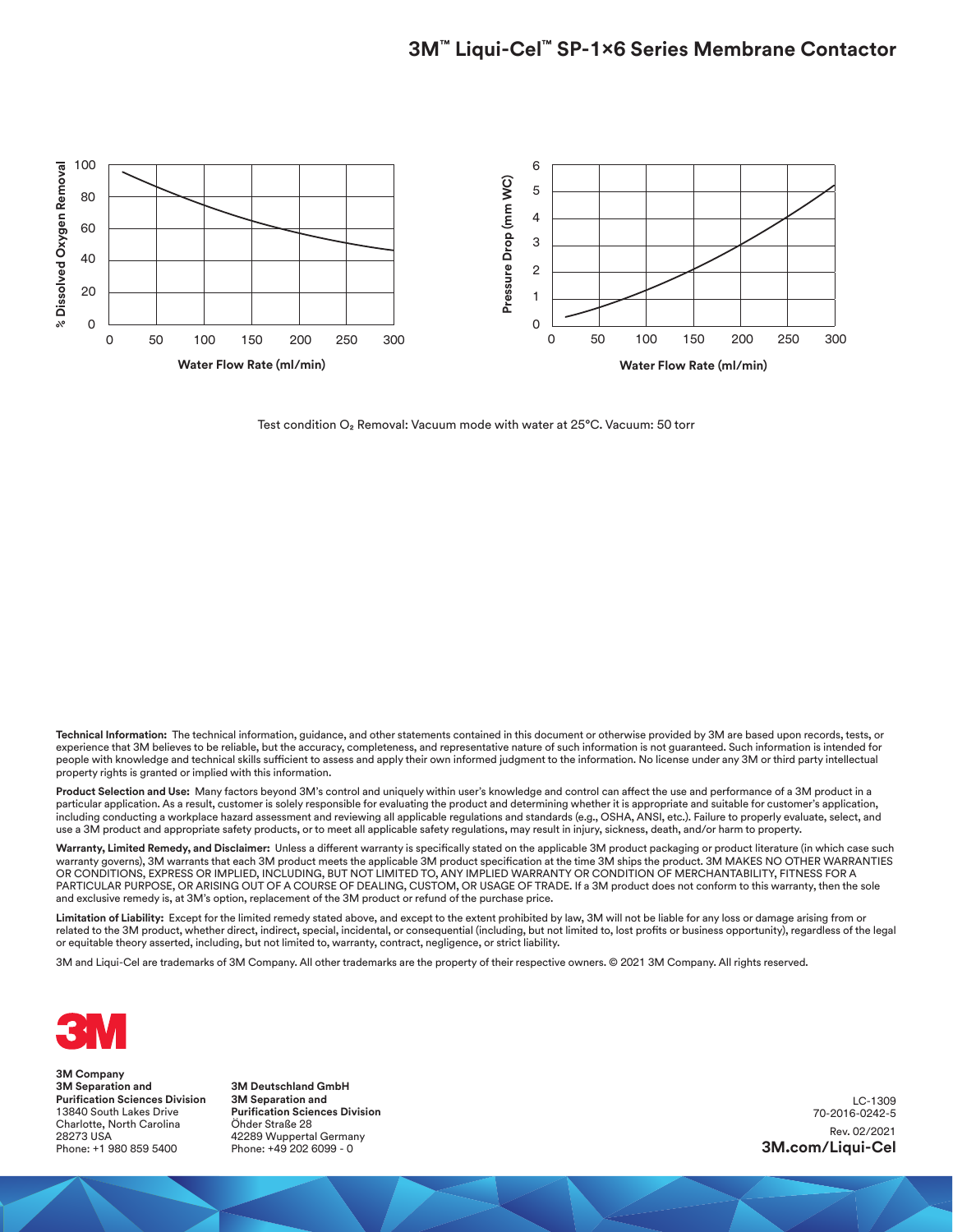# 3M™ Liqui-Cel™ SP-1×6 Series Membrane Contactor

% Dissolved Oxygen Removal

100
80
60
40
20
0

0 50 100 150 200 250 300

Water Flow Rate (ml/min)

Pressure Drop (mm WC)

6
5
4
3
2
1
0

0 50 100 150 200 250 300

Water Flow Rate (ml/min)

Test condition $O_2$ Removal: Vacuum mode with water at 25°C. Vacuum: 50 torr

**Technical Information:** The technical information, guidance, and other statements contained in this document or otherwise provided by 3M are based upon records, tests, or experience that 3M believes to be reliable, but the accuracy, completeness, and representative nature of such information is not guaranteed. Such information is intended for people with knowledge and technical skills sufficient to assess and apply their own informed judgment to the information. No license under any 3M or third party intellectual property rights is granted or implied with this information.

**Product Selection and Use:** Many factors beyond 3M's control and uniquely within user's knowledge and control can affect the use and performance of a 3M product in a particular application. As a result, customer is solely responsible for evaluating the product and determining whether it is appropriate and suitable for customer's application, including conducting a workplace hazard assessment and reviewing all applicable regulations and standards (e.g., OSHA, ANSI, etc.). Failure to properly evaluate, select, and use a 3M product and appropriate safety products, or to meet all applicable safety regulations, may result in injury, sickness, death, and/or harm to property.

**Warranty, Limited Remedy, and Disclaimer:** Unless a different warranty is specifically stated on the applicable 3M product packaging or product literature (in which case such warranty governs), 3M warrants that each 3M product meets the applicable 3M product specification at the time 3M ships the product. 3M MAKES NO OTHER WARRANTIES OR CONDITIONS, EXPRESS OR IMPLIED, INCLUDING, BUT NOT LIMITED TO, ANY IMPLIED WARRANTY OR CONDITION OF MERCHANTABILITY, FITNESS FOR A PARTICULAR PURPOSE, OR ARISING OUT OF A COURSE OF DEALING, CUSTOM, OR USAGE OF TRADE. If a 3M product does not conform to this warranty, then the sole and exclusive remedy is, at 3M's option, replacement of the 3M product or refund of the purchase price.

**Limitation of Liability:** Except for the limited remedy stated above, and except to the extent prohibited by law, 3M will not be liable for any loss or damage arising from or related to the 3M product, whether direct, indirect, special, incidental, or consequential (including, but not limited to, lost profits or business opportunity), regardless of the legal or equitable theory asserted, including, but not limited to, warranty, contract, negligence, or strict liability.

3M and Liqui-Cel are trademarks of 3M Company. All other trademarks are the property of their respective owners. © 2021 3M Company. All rights reserved.

**3M Company**
**3M Separation and Purification Sciences Division**
13840 South Lakes Drive
Charlotte, North Carolina
28273 USA
Phone: +1 980 859 5400

**3M Deutschland GmbH**
**3M Separation and Purification Sciences Division**
Öhder Straße 28
42289 Wuppertal Germany
Phone: +49 202 6099 - 0

LC-1309
70-2016-0242-5

Rev. 02/2021

**3M.com/Liqui-Cel**